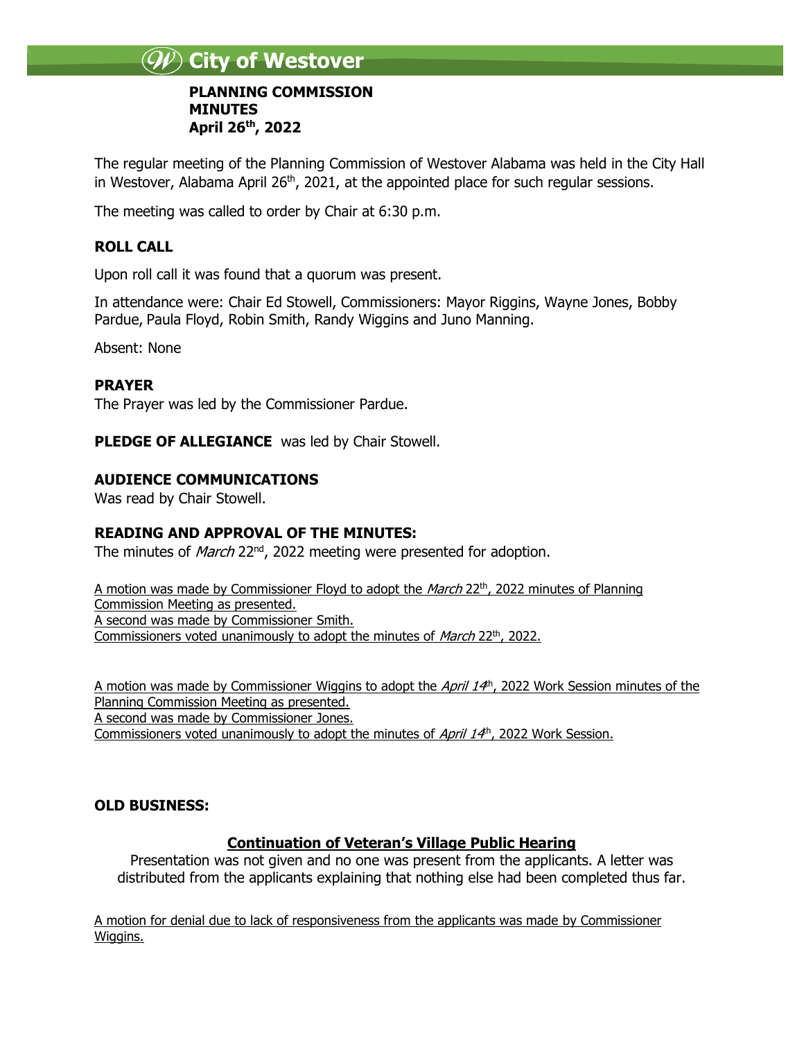# City of Westover

**PLANNING COMMISSION**
**MINUTES**
**April 26th, 2022**

The regular meeting of the Planning Commission of Westover Alabama was held in the City Hall in Westover, Alabama April 26th, 2021, at the appointed place for such regular sessions.

The meeting was called to order by Chair at 6:30 p.m.

## ROLL CALL

Upon roll call it was found that a quorum was present.

In attendance were: Chair Ed Stowell, Commissioners: Mayor Riggins, Wayne Jones, Bobby Pardue, Paula Floyd, Robin Smith, Randy Wiggins and Juno Manning.

Absent: None

## PRAYER

The Prayer was led by the Commissioner Pardue.

**PLEDGE OF ALLEGIANCE** was led by Chair Stowell.

## AUDIENCE COMMUNICATIONS

Was read by Chair Stowell.

## READING AND APPROVAL OF THE MINUTES:

The minutes of *March* 22nd, 2022 meeting were presented for adoption.

A motion was made by Commissioner Floyd to adopt the *March* 22th, 2022 minutes of Planning Commission Meeting as presented.
A second was made by Commissioner Smith.
Commissioners voted unanimously to adopt the minutes of *March* 22th, 2022.

A motion was made by Commissioner Wiggins to adopt the *April 14*th, 2022 Work Session minutes of the Planning Commission Meeting as presented.
A second was made by Commissioner Jones.
Commissioners voted unanimously to adopt the minutes of *April 14*th, 2022 Work Session.

## OLD BUSINESS:

### Continuation of Veteran's Village Public Hearing

Presentation was not given and no one was present from the applicants. A letter was distributed from the applicants explaining that nothing else had been completed thus far.

A motion for denial due to lack of responsiveness from the applicants was made by Commissioner Wiggins.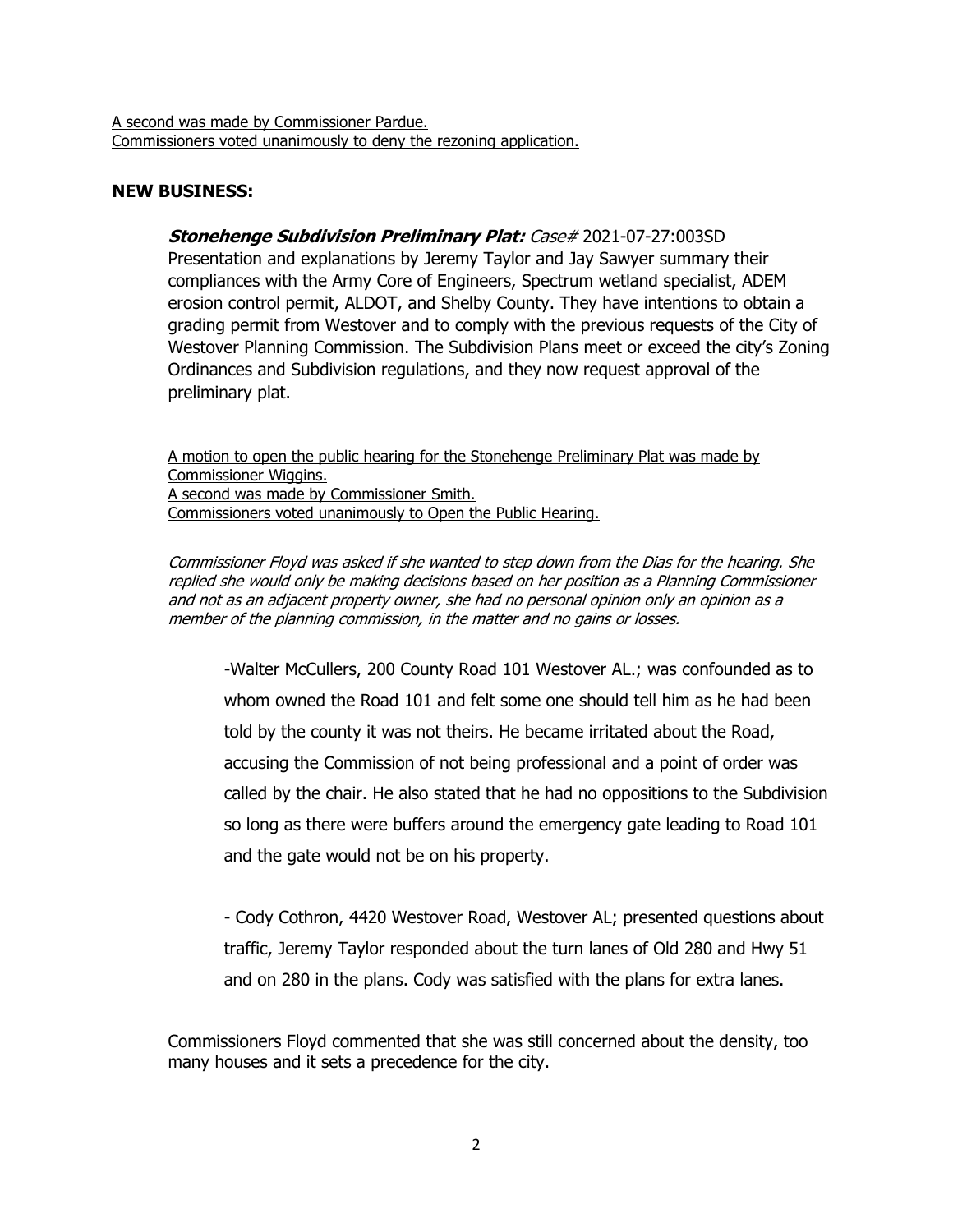A second was made by Commissioner Pardue.
Commissioners voted unanimously to deny the rezoning application.

## NEW BUSINESS:

***Stonehenge Subdivision Preliminary Plat:*** *Case#* 2021-07-27:003SD
Presentation and explanations by Jeremy Taylor and Jay Sawyer summary their compliances with the Army Core of Engineers, Spectrum wetland specialist, ADEM erosion control permit, ALDOT, and Shelby County. They have intentions to obtain a grading permit from Westover and to comply with the previous requests of the City of Westover Planning Commission. The Subdivision Plans meet or exceed the city's Zoning Ordinances and Subdivision regulations, and they now request approval of the preliminary plat.

A motion to open the public hearing for the Stonehenge Preliminary Plat was made by Commissioner Wiggins.
A second was made by Commissioner Smith.
Commissioners voted unanimously to Open the Public Hearing.

*Commissioner Floyd was asked if she wanted to step down from the Dias for the hearing. She replied she would only be making decisions based on her position as a Planning Commissioner and not as an adjacent property owner, she had no personal opinion only an opinion as a member of the planning commission, in the matter and no gains or losses.*

-Walter McCullers, 200 County Road 101 Westover AL.; was confounded as to whom owned the Road 101 and felt some one should tell him as he had been told by the county it was not theirs. He became irritated about the Road, accusing the Commission of not being professional and a point of order was called by the chair. He also stated that he had no oppositions to the Subdivision so long as there were buffers around the emergency gate leading to Road 101 and the gate would not be on his property.

- Cody Cothron, 4420 Westover Road, Westover AL; presented questions about traffic, Jeremy Taylor responded about the turn lanes of Old 280 and Hwy 51 and on 280 in the plans. Cody was satisfied with the plans for extra lanes.

Commissioners Floyd commented that she was still concerned about the density, too many houses and it sets a precedence for the city.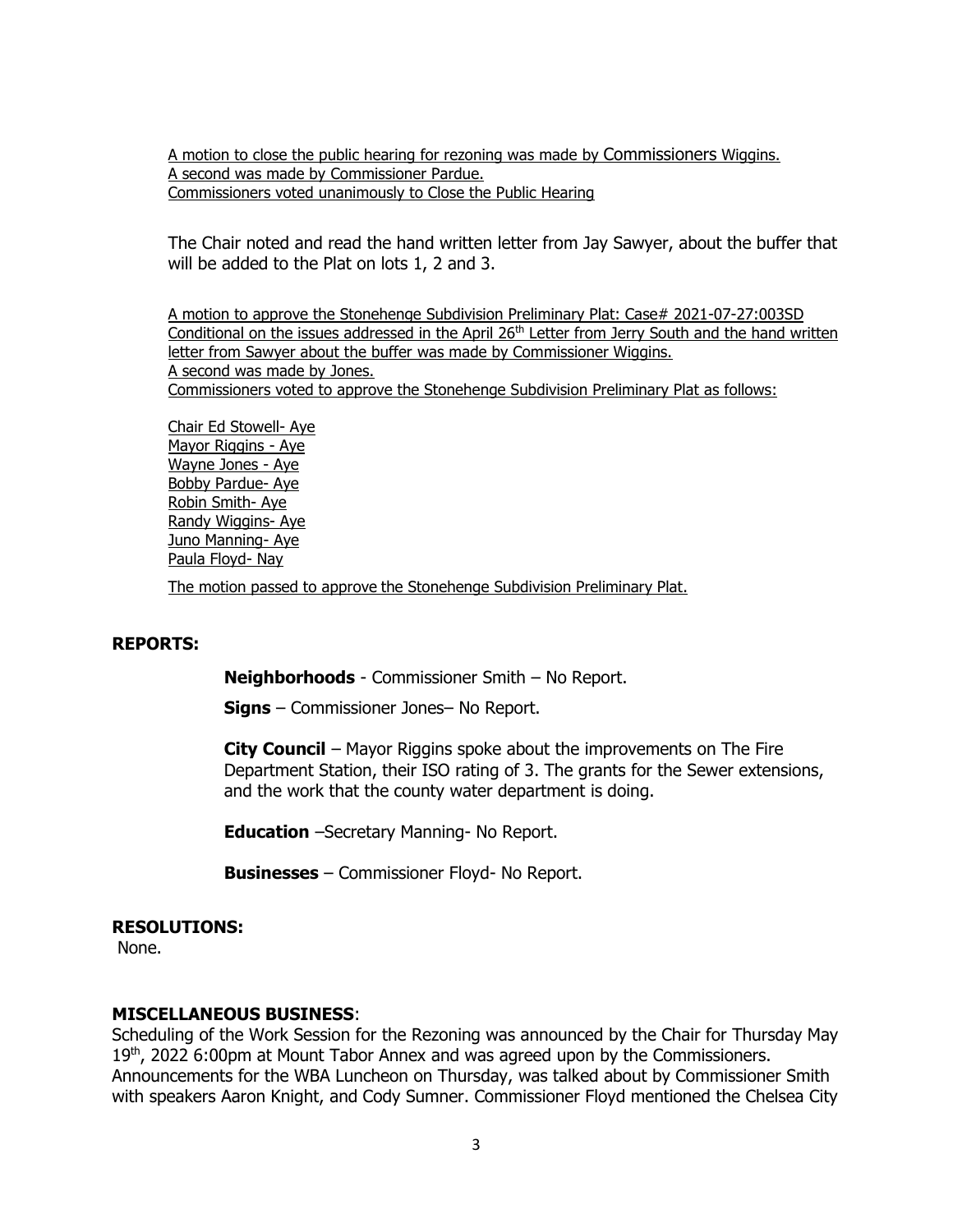A motion to close the public hearing for rezoning was made by Commissioners Wiggins.
A second was made by Commissioner Pardue.
Commissioners voted unanimously to Close the Public Hearing

The Chair noted and read the hand written letter from Jay Sawyer, about the buffer that will be added to the Plat on lots 1, 2 and 3.

A motion to approve the Stonehenge Subdivision Preliminary Plat: Case# 2021-07-27:003SD Conditional on the issues addressed in the April 26th Letter from Jerry South and the hand written letter from Sawyer about the buffer was made by Commissioner Wiggins.
A second was made by Jones.
Commissioners voted to approve the Stonehenge Subdivision Preliminary Plat as follows:

Chair Ed Stowell- Aye
Mayor Riggins - Aye
Wayne Jones - Aye
Bobby Pardue- Aye
Robin Smith- Aye
Randy Wiggins- Aye
Juno Manning- Aye
Paula Floyd- Nay

The motion passed to approve the Stonehenge Subdivision Preliminary Plat.

## REPORTS:

**Neighborhoods** - Commissioner Smith – No Report.

**Signs** – Commissioner Jones– No Report.

**City Council** – Mayor Riggins spoke about the improvements on The Fire Department Station, their ISO rating of 3. The grants for the Sewer extensions, and the work that the county water department is doing.

**Education** –Secretary Manning- No Report.

**Businesses** – Commissioner Floyd- No Report.

## RESOLUTIONS:

None.

## MISCELLANEOUS BUSINESS:

Scheduling of the Work Session for the Rezoning was announced by the Chair for Thursday May 19th, 2022 6:00pm at Mount Tabor Annex and was agreed upon by the Commissioners. Announcements for the WBA Luncheon on Thursday, was talked about by Commissioner Smith with speakers Aaron Knight, and Cody Sumner. Commissioner Floyd mentioned the Chelsea City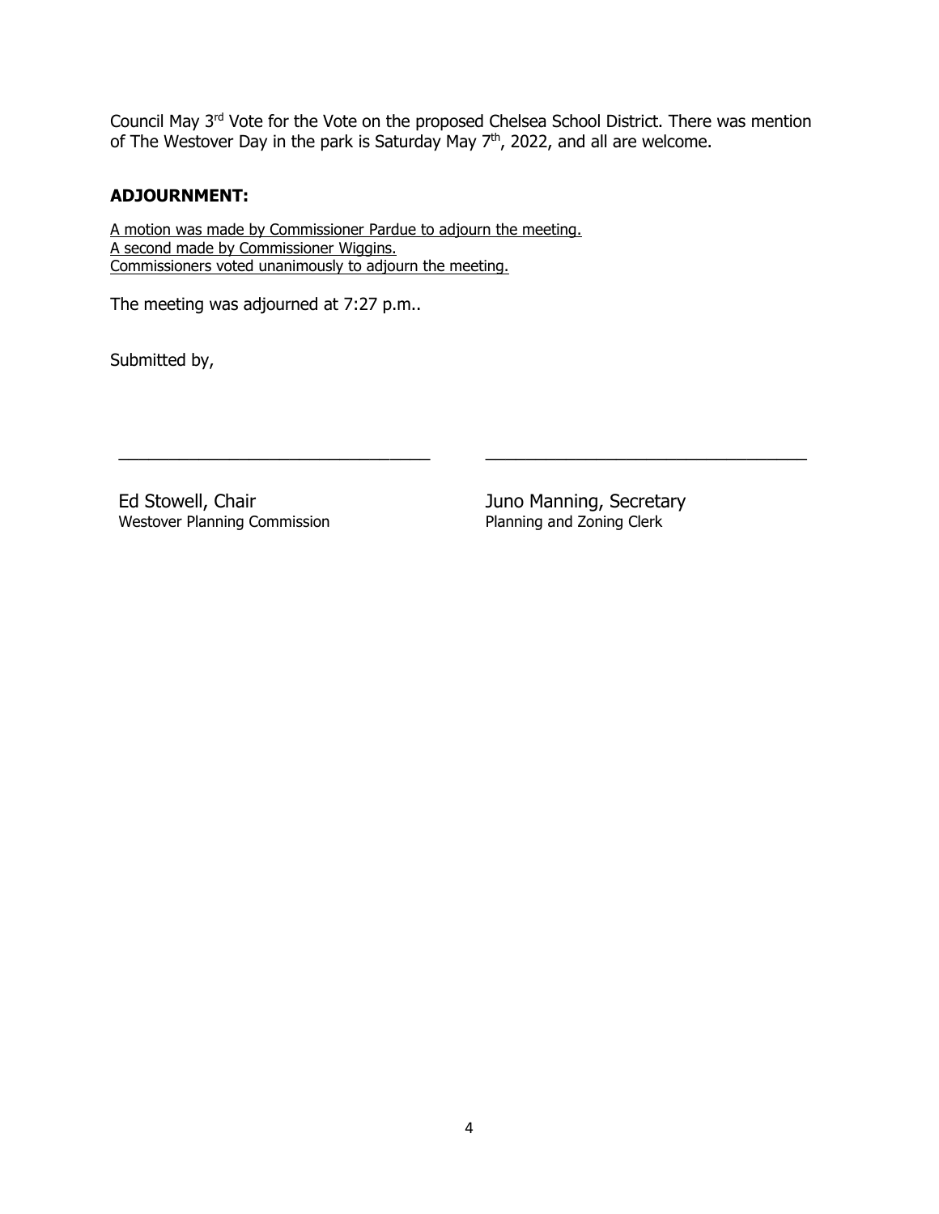Council May 3rd Vote for the Vote on the proposed Chelsea School District. There was mention of The Westover Day in the park is Saturday May 7th, 2022, and all are welcome.

**ADJOURNMENT:**

A motion was made by Commissioner Pardue to adjourn the meeting.
A second made by Commissioner Wiggins.
Commissioners voted unanimously to adjourn the meeting.

The meeting was adjourned at 7:27 p.m..

Submitted by,

\_\_\_\_\_\_\_\_\_\_\_\_\_\_\_\_\_\_\_\_\_\_\_\_\_\_\_\_\_\_\_\_\_\_

Ed Stowell, Chair
Westover Planning Commission

\_\_\_\_\_\_\_\_\_\_\_\_\_\_\_\_\_\_\_\_\_\_\_\_\_\_\_\_\_\_\_\_\_\_

Juno Manning, Secretary
Planning and Zoning Clerk